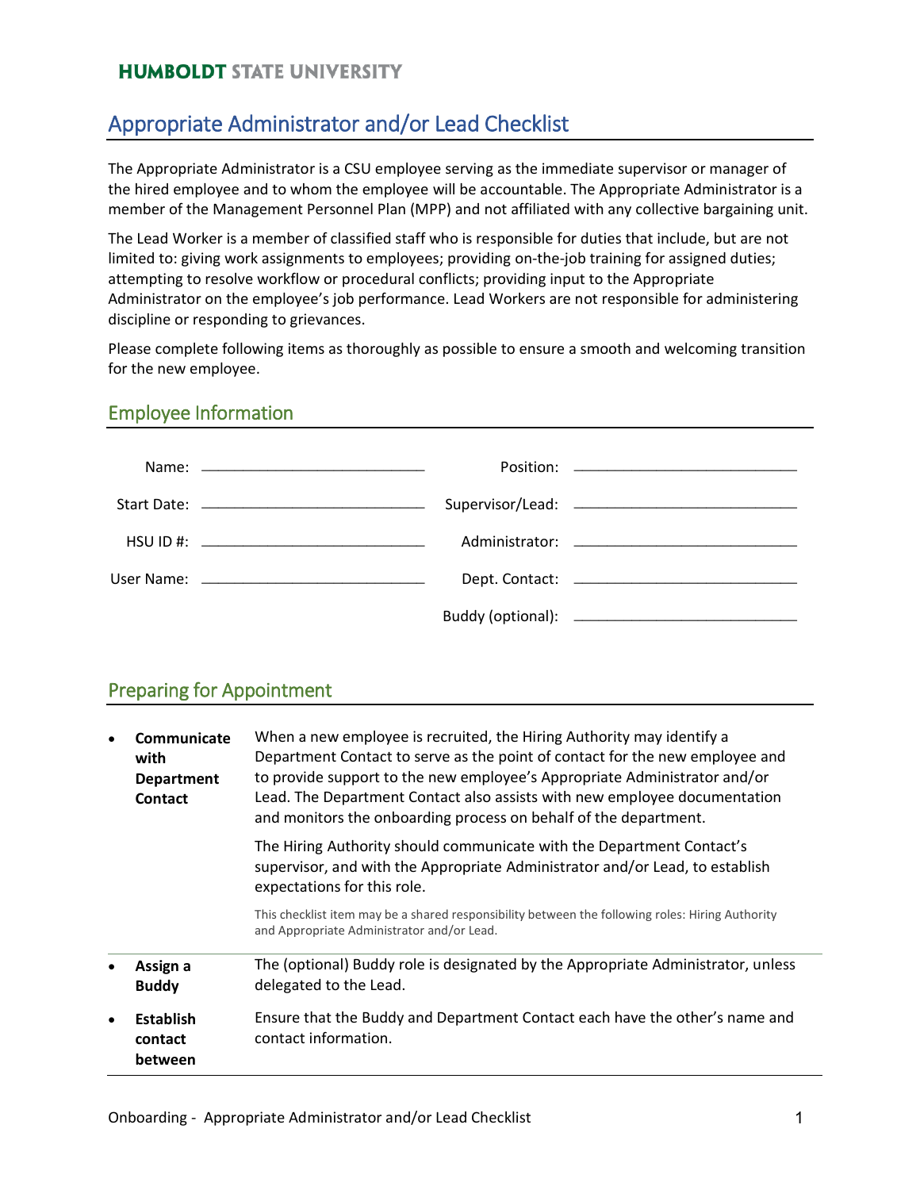**HUMBOLDT STATE UNIVERSITY**

# Appropriate Administrator and/or Lead Checklist

The Appropriate Administrator is a CSU employee serving as the immediate supervisor or manager of the hired employee and to whom the employee will be accountable. The Appropriate Administrator is a member of the Management Personnel Plan (MPP) and not affiliated with any collective bargaining unit.

The Lead Worker is a member of classified staff who is responsible for duties that include, but are not limited to: giving work assignments to employees; providing on-the-job training for assigned duties; attempting to resolve workflow or procedural conflicts; providing input to the Appropriate Administrator on the employee's job performance. Lead Workers are not responsible for administering discipline or responding to grievances.

Please complete following items as thoroughly as possible to ensure a smooth and welcoming transition for the new employee.

## Employee Information

| | | | |
|---|---|---|---|
| Name: | ______________________ | Position: | ______________________ |
| Start Date: | ______________________ | Supervisor/Lead: | ______________________ |
| HSU ID #: | ______________________ | Administrator: | ______________________ |
| User Name: | ______________________ | Dept. Contact: | ______________________ |
| | | Buddy (optional): | ______________________ |

## Preparing for Appointment

- **Communicate with Department Contact**

  When a new employee is recruited, the Hiring Authority may identify a Department Contact to serve as the point of contact for the new employee and to provide support to the new employee's Appropriate Administrator and/or Lead. The Department Contact also assists with new employee documentation and monitors the onboarding process on behalf of the department.

  The Hiring Authority should communicate with the Department Contact's supervisor, and with the Appropriate Administrator and/or Lead, to establish expectations for this role.

  This checklist item may be a shared responsibility between the following roles: Hiring Authority and Appropriate Administrator and/or Lead.

- **Assign a Buddy**

  The (optional) Buddy role is designated by the Appropriate Administrator, unless delegated to the Lead.

- **Establish contact between**

  Ensure that the Buddy and Department Contact each have the other's name and contact information.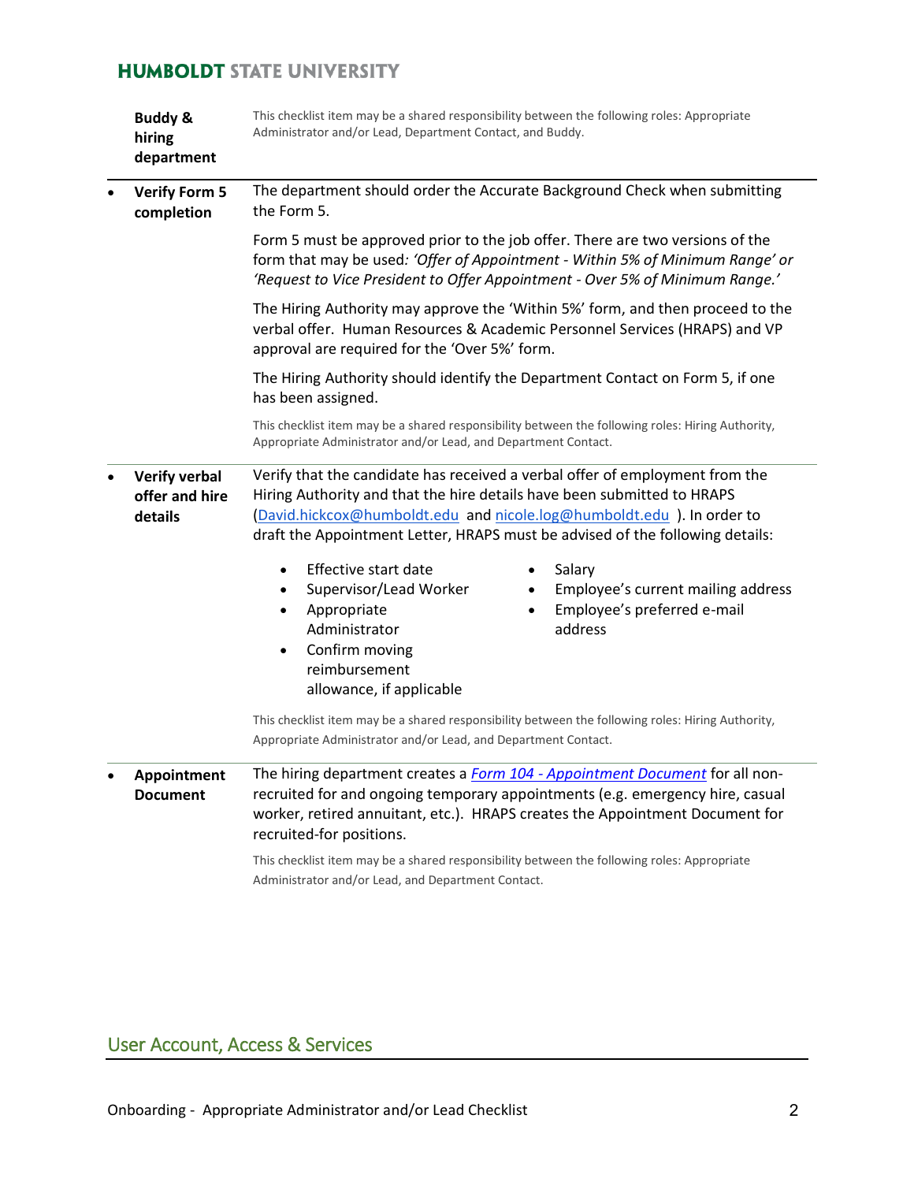**Buddy & hiring department**

This checklist item may be a shared responsibility between the following roles: Appropriate Administrator and/or Lead, Department Contact, and Buddy.

- **Verify Form 5 completion**

  The department should order the Accurate Background Check when submitting the Form 5.

  Form 5 must be approved prior to the job offer. There are two versions of the form that may be used: *'Offer of Appointment - Within 5% of Minimum Range' or 'Request to Vice President to Offer Appointment - Over 5% of Minimum Range.'*

  The Hiring Authority may approve the 'Within 5%' form, and then proceed to the verbal offer. Human Resources & Academic Personnel Services (HRAPS) and VP approval are required for the 'Over 5%' form.

  The Hiring Authority should identify the Department Contact on Form 5, if one has been assigned.

  This checklist item may be a shared responsibility between the following roles: Hiring Authority, Appropriate Administrator and/or Lead, and Department Contact.

- **Verify verbal offer and hire details**

  Verify that the candidate has received a verbal offer of employment from the Hiring Authority and that the hire details have been submitted to HRAPS (David.hickcox@humboldt.edu and nicole.log@humboldt.edu). In order to draft the Appointment Letter, HRAPS must be advised of the following details:

  - Effective start date
  - Supervisor/Lead Worker
  - Appropriate Administrator
  - Confirm moving reimbursement allowance, if applicable
  - Salary
  - Employee's current mailing address
  - Employee's preferred e-mail address

  This checklist item may be a shared responsibility between the following roles: Hiring Authority, Appropriate Administrator and/or Lead, and Department Contact.

- **Appointment Document**

  The hiring department creates a *Form 104 - Appointment Document* for all non-recruited for and ongoing temporary appointments (e.g. emergency hire, casual worker, retired annuitant, etc.). HRAPS creates the Appointment Document for recruited-for positions.

  This checklist item may be a shared responsibility between the following roles: Appropriate Administrator and/or Lead, and Department Contact.

## User Account, Access & Services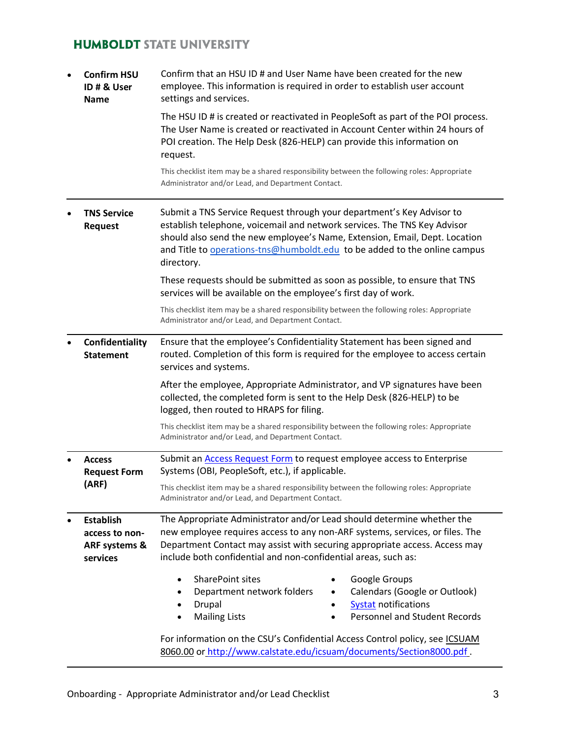- **Confirm HSU ID # & User Name**

  Confirm that an HSU ID # and User Name have been created for the new employee. This information is required in order to establish user account settings and services.

  The HSU ID # is created or reactivated in PeopleSoft as part of the POI process. The User Name is created or reactivated in Account Center within 24 hours of POI creation. The Help Desk (826-HELP) can provide this information on request.

  This checklist item may be a shared responsibility between the following roles: Appropriate Administrator and/or Lead, and Department Contact.

---

- **TNS Service Request**

  Submit a TNS Service Request through your department's Key Advisor to establish telephone, voicemail and network services. The TNS Key Advisor should also send the new employee's Name, Extension, Email, Dept. Location and Title to operations-tns@humboldt.edu to be added to the online campus directory.

  These requests should be submitted as soon as possible, to ensure that TNS services will be available on the employee's first day of work.

  This checklist item may be a shared responsibility between the following roles: Appropriate Administrator and/or Lead, and Department Contact.

---

- **Confidentiality Statement**

  Ensure that the employee's Confidentiality Statement has been signed and routed. Completion of this form is required for the employee to access certain services and systems.

  After the employee, Appropriate Administrator, and VP signatures have been collected, the completed form is sent to the Help Desk (826-HELP) to be logged, then routed to HRAPS for filing.

  This checklist item may be a shared responsibility between the following roles: Appropriate Administrator and/or Lead, and Department Contact.

---

- **Access Request Form (ARF)**

  Submit an Access Request Form to request employee access to Enterprise Systems (OBI, PeopleSoft, etc.), if applicable.

  This checklist item may be a shared responsibility between the following roles: Appropriate Administrator and/or Lead, and Department Contact.

---

- **Establish access to non-ARF systems & services**

  The Appropriate Administrator and/or Lead should determine whether the new employee requires access to any non-ARF systems, services, or files. The Department Contact may assist with securing appropriate access. Access may include both confidential and non-confidential areas, such as:

  - SharePoint sites
  - Department network folders
  - Drupal
  - Mailing Lists
  - Google Groups
  - Calendars (Google or Outlook)
  - Systat notifications
  - Personnel and Student Records

  For information on the CSU's Confidential Access Control policy, see ICSUAM 8060.00 or http://www.calstate.edu/icsuam/documents/Section8000.pdf .

---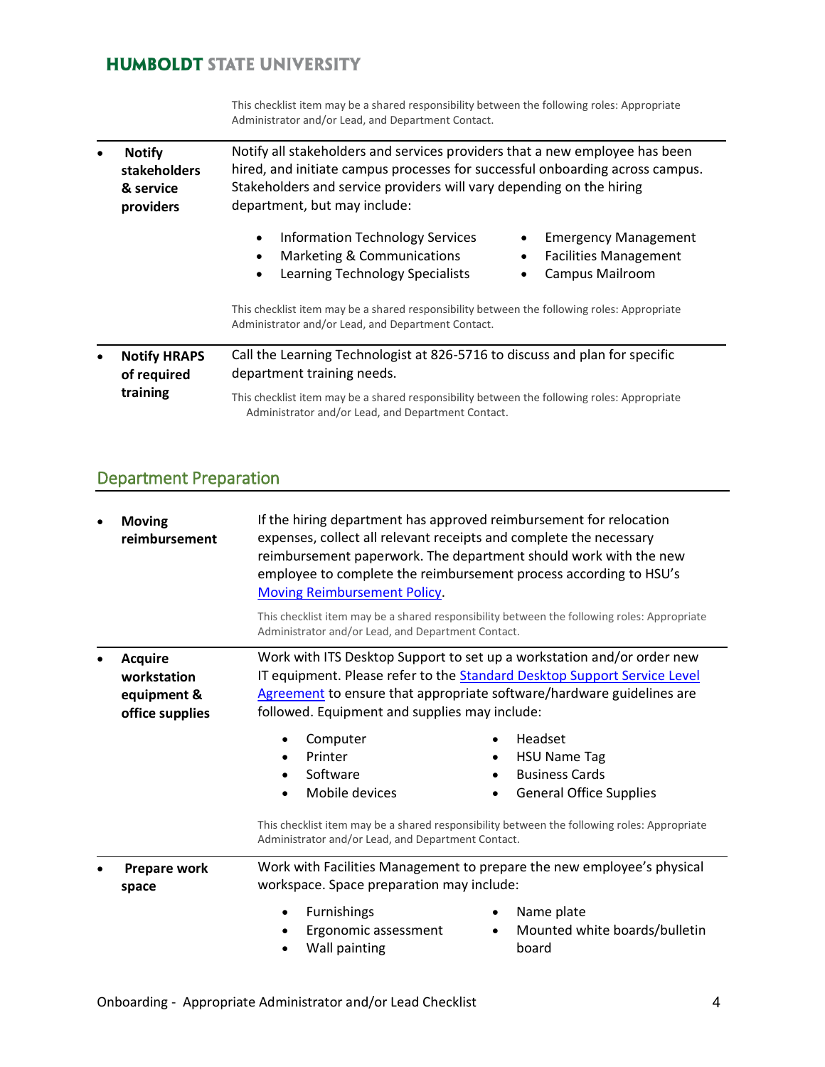This checklist item may be a shared responsibility between the following roles: Appropriate Administrator and/or Lead, and Department Contact.

- **Notify stakeholders & service providers**

  Notify all stakeholders and services providers that a new employee has been hired, and initiate campus processes for successful onboarding across campus. Stakeholders and service providers will vary depending on the hiring department, but may include:

  - Information Technology Services
  - Marketing & Communications
  - Learning Technology Specialists
  - Emergency Management
  - Facilities Management
  - Campus Mailroom

  This checklist item may be a shared responsibility between the following roles: Appropriate Administrator and/or Lead, and Department Contact.

- **Notify HRAPS of required training**

  Call the Learning Technologist at 826-5716 to discuss and plan for specific department training needs.

  This checklist item may be a shared responsibility between the following roles: Appropriate Administrator and/or Lead, and Department Contact.

## Department Preparation

- **Moving reimbursement**

  If the hiring department has approved reimbursement for relocation expenses, collect all relevant receipts and complete the necessary reimbursement paperwork. The department should work with the new employee to complete the reimbursement process according to HSU's Moving Reimbursement Policy.

  This checklist item may be a shared responsibility between the following roles: Appropriate Administrator and/or Lead, and Department Contact.

- **Acquire workstation equipment & office supplies**

  Work with ITS Desktop Support to set up a workstation and/or order new IT equipment. Please refer to the Standard Desktop Support Service Level Agreement to ensure that appropriate software/hardware guidelines are followed. Equipment and supplies may include:

  - Computer
  - Printer
  - Software
  - Mobile devices
  - Headset
  - HSU Name Tag
  - Business Cards
  - General Office Supplies

  This checklist item may be a shared responsibility between the following roles: Appropriate Administrator and/or Lead, and Department Contact.

- **Prepare work space**

  Work with Facilities Management to prepare the new employee's physical workspace. Space preparation may include:

  - Furnishings
  - Ergonomic assessment
  - Wall painting
  - Name plate
  - Mounted white boards/bulletin board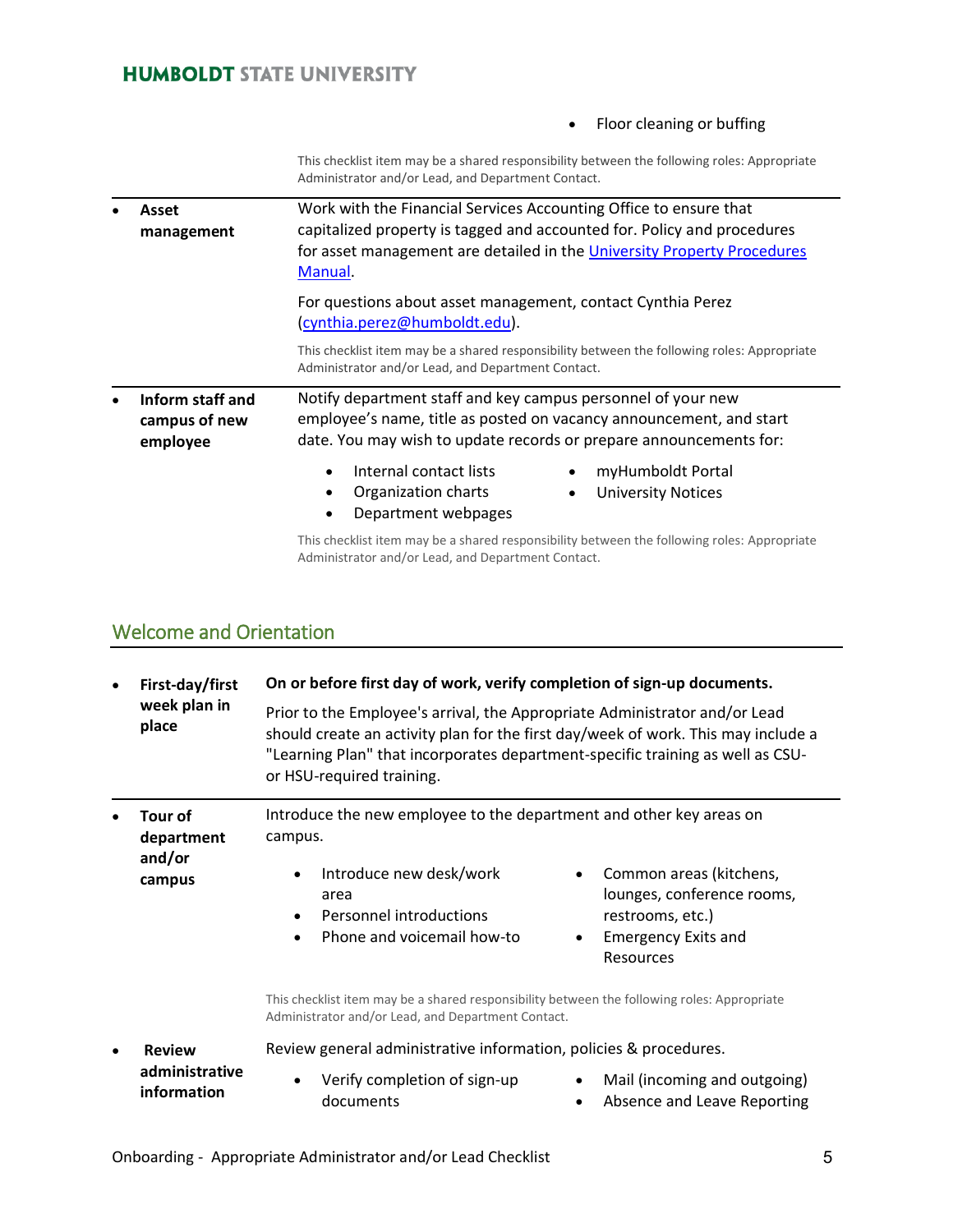- Floor cleaning or buffing

This checklist item may be a shared responsibility between the following roles: Appropriate Administrator and/or Lead, and Department Contact.

- **Asset management**

Work with the Financial Services Accounting Office to ensure that capitalized property is tagged and accounted for. Policy and procedures for asset management are detailed in the [University Property Procedures Manual](#).

For questions about asset management, contact Cynthia Perez ([cynthia.perez@humboldt.edu](mailto:cynthia.perez@humboldt.edu)).

This checklist item may be a shared responsibility between the following roles: Appropriate Administrator and/or Lead, and Department Contact.

- **Inform staff and campus of new employee**

Notify department staff and key campus personnel of your new employee's name, title as posted on vacancy announcement, and start date. You may wish to update records or prepare announcements for:

- Internal contact lists
- Organization charts
- Department webpages
- myHumboldt Portal
- University Notices

This checklist item may be a shared responsibility between the following roles: Appropriate Administrator and/or Lead, and Department Contact.

## Welcome and Orientation

- **First-day/first week plan in place**

**On or before first day of work, verify completion of sign-up documents.**

Prior to the Employee's arrival, the Appropriate Administrator and/or Lead should create an activity plan for the first day/week of work. This may include a "Learning Plan" that incorporates department-specific training as well as CSU- or HSU-required training.

- **Tour of department and/or campus**

Introduce the new employee to the department and other key areas on campus.

- Introduce new desk/work area
- Personnel introductions
- Phone and voicemail how-to
- Common areas (kitchens, lounges, conference rooms, restrooms, etc.)
- Emergency Exits and Resources

This checklist item may be a shared responsibility between the following roles: Appropriate Administrator and/or Lead, and Department Contact.

- **Review administrative information**

Review general administrative information, policies & procedures.

- Verify completion of sign-up documents
- Mail (incoming and outgoing)
- Absence and Leave Reporting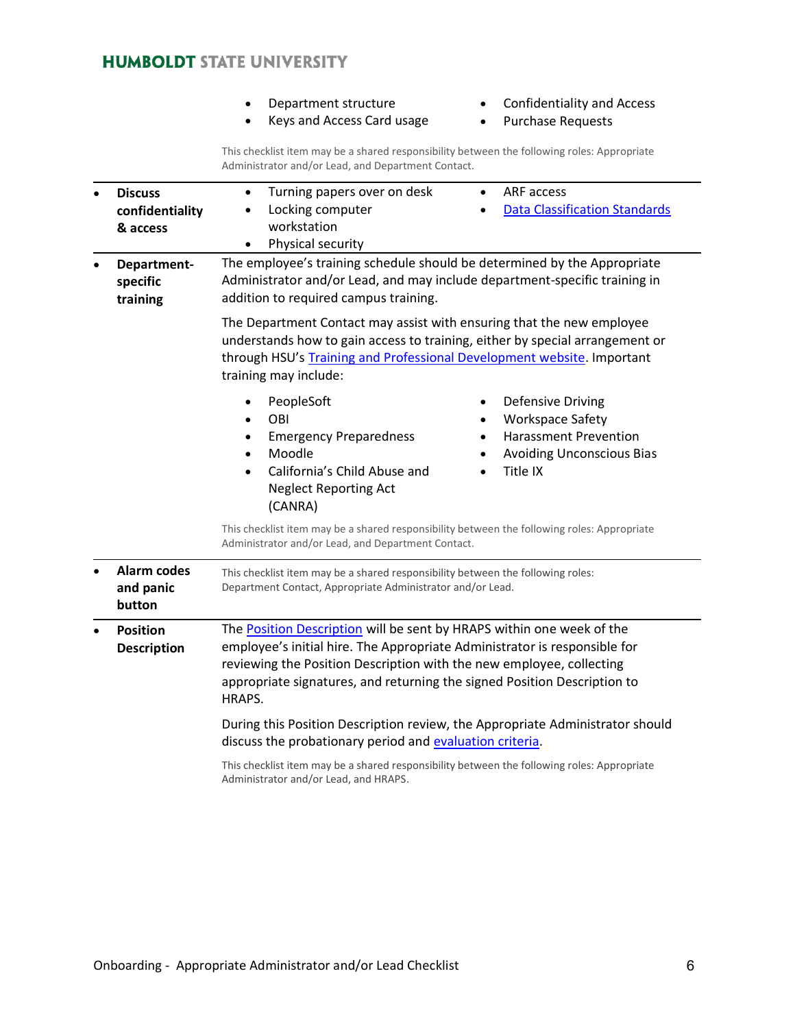- Department structure
- Keys and Access Card usage
- Confidentiality and Access
- Purchase Requests

This checklist item may be a shared responsibility between the following roles: Appropriate Administrator and/or Lead, and Department Contact.

- **Discuss confidentiality & access**
  - Turning papers over on desk
  - Locking computer workstation
  - Physical security
  - ARF access
  - Data Classification Standards

- **Department-specific training**

  The employee's training schedule should be determined by the Appropriate Administrator and/or Lead, and may include department-specific training in addition to required campus training.

  The Department Contact may assist with ensuring that the new employee understands how to gain access to training, either by special arrangement or through HSU's Training and Professional Development website. Important training may include:

  - PeopleSoft
  - OBI
  - Emergency Preparedness
  - Moodle
  - California's Child Abuse and Neglect Reporting Act (CANRA)
  - Defensive Driving
  - Workspace Safety
  - Harassment Prevention
  - Avoiding Unconscious Bias
  - Title IX

  This checklist item may be a shared responsibility between the following roles: Appropriate Administrator and/or Lead, and Department Contact.

- **Alarm codes and panic button**

  This checklist item may be a shared responsibility between the following roles: Department Contact, Appropriate Administrator and/or Lead.

- **Position Description**

  The Position Description will be sent by HRAPS within one week of the employee's initial hire. The Appropriate Administrator is responsible for reviewing the Position Description with the new employee, collecting appropriate signatures, and returning the signed Position Description to HRAPS.

  During this Position Description review, the Appropriate Administrator should discuss the probationary period and evaluation criteria.

  This checklist item may be a shared responsibility between the following roles: Appropriate Administrator and/or Lead, and HRAPS.